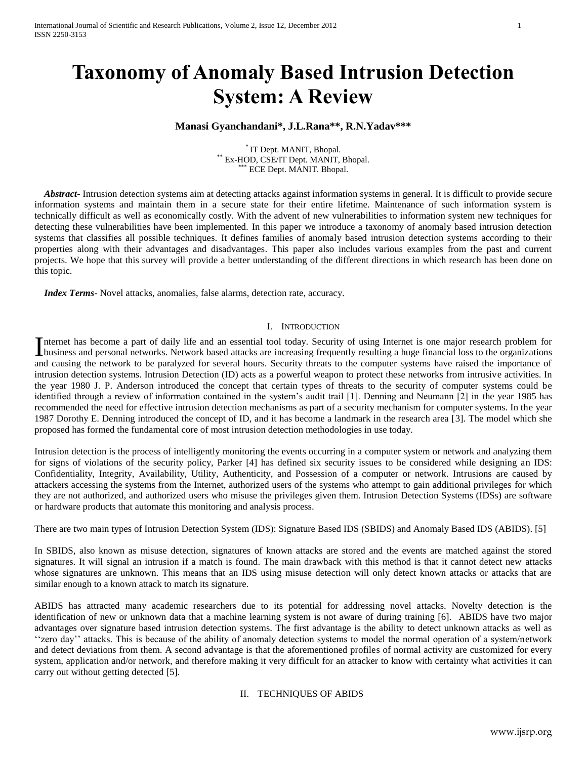# Taxonomy of Anomaly Based Intrusion Detection System: A Review

**Manasi Gyanchandani*, J.L.Rana**, R.N.Yadav*****

[*] IT Dept. MANIT, Bhopal.
[**] Ex-HOD, CSE/IT Dept. MANIT, Bhopal.
[***] ECE Dept. MANIT. Bhopal.

***Abstract-*** Intrusion detection systems aim at detecting attacks against information systems in general. It is difficult to provide secure information systems and maintain them in a secure state for their entire lifetime. Maintenance of such information system is technically difficult as well as economically costly. With the advent of new vulnerabilities to information system new techniques for detecting these vulnerabilities have been implemented. In this paper we introduce a taxonomy of anomaly based intrusion detection systems that classifies all possible techniques. It defines families of anomaly based intrusion detection systems according to their properties along with their advantages and disadvantages. This paper also includes various examples from the past and current projects. We hope that this survey will provide a better understanding of the different directions in which research has been done on this topic.

***Index Terms*-** Novel attacks, anomalies, false alarms, detection rate, accuracy.

## I. Introduction

Internet has become a part of daily life and an essential tool today. Security of using Internet is one major research problem for business and personal networks. Network based attacks are increasing frequently resulting a huge financial loss to the organizations and causing the network to be paralyzed for several hours. Security threats to the computer systems have raised the importance of intrusion detection systems. Intrusion Detection (ID) acts as a powerful weapon to protect these networks from intrusive activities. In the year 1980 J. P. Anderson introduced the concept that certain types of threats to the security of computer systems could be identified through a review of information contained in the system's audit trail [1]. Denning and Neumann [2] in the year 1985 has recommended the need for effective intrusion detection mechanisms as part of a security mechanism for computer systems. In the year 1987 Dorothy E. Denning introduced the concept of ID, and it has become a landmark in the research area [3]. The model which she proposed has formed the fundamental core of most intrusion detection methodologies in use today.

Intrusion detection is the process of intelligently monitoring the events occurring in a computer system or network and analyzing them for signs of violations of the security policy, Parker [4] has defined six security issues to be considered while designing an IDS: Confidentiality, Integrity, Availability, Utility, Authenticity, and Possession of a computer or network. Intrusions are caused by attackers accessing the systems from the Internet, authorized users of the systems who attempt to gain additional privileges for which they are not authorized, and authorized users who misuse the privileges given them. Intrusion Detection Systems (IDSs) are software or hardware products that automate this monitoring and analysis process.

There are two main types of Intrusion Detection System (IDS): Signature Based IDS (SBIDS) and Anomaly Based IDS (ABIDS). [5]

In SBIDS, also known as misuse detection, signatures of known attacks are stored and the events are matched against the stored signatures. It will signal an intrusion if a match is found. The main drawback with this method is that it cannot detect new attacks whose signatures are unknown. This means that an IDS using misuse detection will only detect known attacks or attacks that are similar enough to a known attack to match its signature.

ABIDS has attracted many academic researchers due to its potential for addressing novel attacks. Novelty detection is the identification of new or unknown data that a machine learning system is not aware of during training [6]. ABIDS have two major advantages over signature based intrusion detection systems. The first advantage is the ability to detect unknown attacks as well as ''zero day'' attacks. This is because of the ability of anomaly detection systems to model the normal operation of a system/network and detect deviations from them. A second advantage is that the aforementioned profiles of normal activity are customized for every system, application and/or network, and therefore making it very difficult for an attacker to know with certainty what activities it can carry out without getting detected [5].

## II. Techniques of ABIDS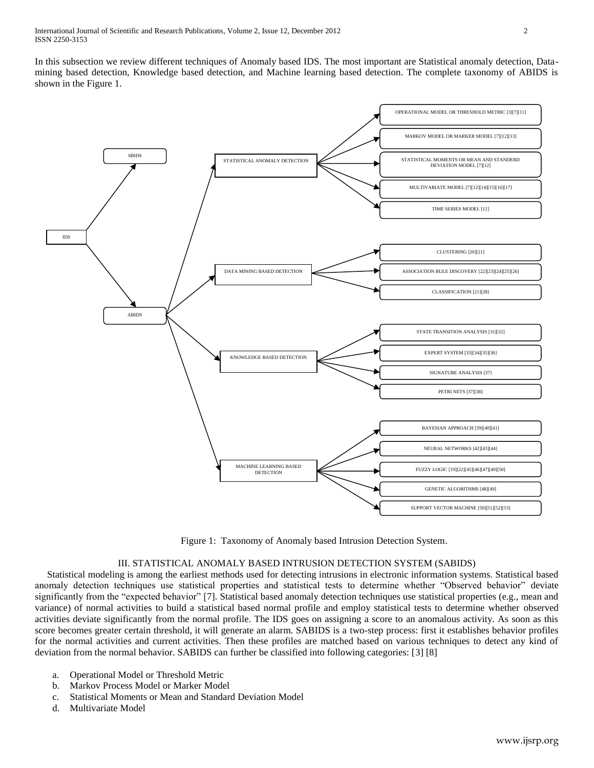In this subsection we review different techniques of Anomaly based IDS. The most important are Statistical anomaly detection, Data-mining based detection, Knowledge based detection, and Machine learning based detection. The complete taxonomy of ABIDS is shown in the Figure 1.

IDS

SBIDS

ABIDS

STATISTICAL ANOMALY DETECTION

OPERATIONAL MODEL OR THRESHOLD METRIC [3][7][11]

MARKOV MODEL OR MARKER MODEL [7][12][13]

STATISTICAL MOMENTS OR MEAN AND STANDERD DEVIATION MODEL [7][12]

MULTIVARIATE MODEL [7][12][14][15][16][17]

TIME SERIES MODEL [12]

DATA MINING BASED DETECTION

CLUSTERING [20][21]

ASSOCIATION RULE DISCOVERY [22][23][24][25][26]

CLASSIFICATION [21][28]

KNOWLEDGE BASED DETECTION

STATE TRANSITION ANALYSIS [31][32]

EXPERT SYSTEM [33][34][35][36]

SIGNATURE ANALYSIS [37]

PETRI NETS [37][38]

MACHINE LEARNING BASED DETECTION

BAYESIAN APPROACH [39][40][41]

NEURAL NETWORKS [42][43][44]

FUZZY LOGIC [19][22][45][46][47][49][50]

GENETIC ALGORITHMS [48][49]

SUPPORT VECTOR MACHINE [50][51][52][53]

Figure 1: Taxonomy of Anomaly based Intrusion Detection System.

## III. STATISTICAL ANOMALY BASED INTRUSION DETECTION SYSTEM (SABIDS)

Statistical modeling is among the earliest methods used for detecting intrusions in electronic information systems. Statistical based anomaly detection techniques use statistical properties and statistical tests to determine whether "Observed behavior" deviate significantly from the "expected behavior" [7]. Statistical based anomaly detection techniques use statistical properties (e.g., mean and variance) of normal activities to build a statistical based normal profile and employ statistical tests to determine whether observed activities deviate significantly from the normal profile. The IDS goes on assigning a score to an anomalous activity. As soon as this score becomes greater certain threshold, it will generate an alarm. SABIDS is a two-step process: first it establishes behavior profiles for the normal activities and current activities. Then these profiles are matched based on various techniques to detect any kind of deviation from the normal behavior. SABIDS can further be classified into following categories: [3] [8]

a. Operational Model or Threshold Metric
b. Markov Process Model or Marker Model
c. Statistical Moments or Mean and Standard Deviation Model
d. Multivariate Model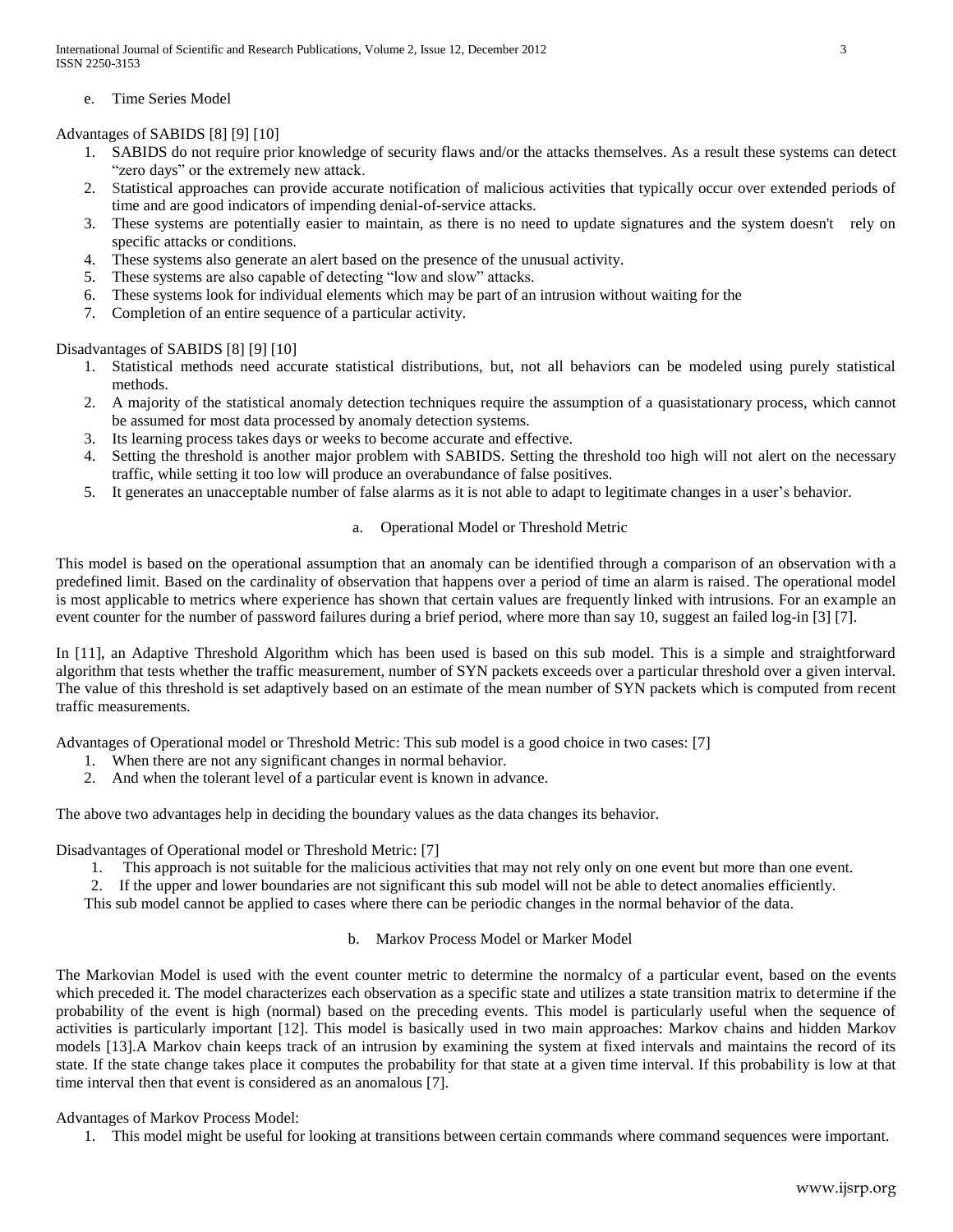e. Time Series Model

Advantages of SABIDS [8] [9] [10]

1. SABIDS do not require prior knowledge of security flaws and/or the attacks themselves. As a result these systems can detect "zero days" or the extremely new attack.
2. Statistical approaches can provide accurate notification of malicious activities that typically occur over extended periods of time and are good indicators of impending denial-of-service attacks.
3. These systems are potentially easier to maintain, as there is no need to update signatures and the system doesn't rely on specific attacks or conditions.
4. These systems also generate an alert based on the presence of the unusual activity.
5. These systems are also capable of detecting "low and slow" attacks.
6. These systems look for individual elements which may be part of an intrusion without waiting for the
7. Completion of an entire sequence of a particular activity.

Disadvantages of SABIDS [8] [9] [10]

1. Statistical methods need accurate statistical distributions, but, not all behaviors can be modeled using purely statistical methods.
2. A majority of the statistical anomaly detection techniques require the assumption of a quasistationary process, which cannot be assumed for most data processed by anomaly detection systems.
3. Its learning process takes days or weeks to become accurate and effective.
4. Setting the threshold is another major problem with SABIDS. Setting the threshold too high will not alert on the necessary traffic, while setting it too low will produce an overabundance of false positives.
5. It generates an unacceptable number of false alarms as it is not able to adapt to legitimate changes in a user's behavior.

### a. Operational Model or Threshold Metric

This model is based on the operational assumption that an anomaly can be identified through a comparison of an observation with a predefined limit. Based on the cardinality of observation that happens over a period of time an alarm is raised. The operational model is most applicable to metrics where experience has shown that certain values are frequently linked with intrusions. For an example an event counter for the number of password failures during a brief period, where more than say 10, suggest an failed log-in [3] [7].

In [11], an Adaptive Threshold Algorithm which has been used is based on this sub model. This is a simple and straightforward algorithm that tests whether the traffic measurement, number of SYN packets exceeds over a particular threshold over a given interval. The value of this threshold is set adaptively based on an estimate of the mean number of SYN packets which is computed from recent traffic measurements.

Advantages of Operational model or Threshold Metric: This sub model is a good choice in two cases: [7]

1. When there are not any significant changes in normal behavior.
2. And when the tolerant level of a particular event is known in advance.

The above two advantages help in deciding the boundary values as the data changes its behavior.

Disadvantages of Operational model or Threshold Metric: [7]

1. This approach is not suitable for the malicious activities that may not rely only on one event but more than one event.
2. If the upper and lower boundaries are not significant this sub model will not be able to detect anomalies efficiently.

This sub model cannot be applied to cases where there can be periodic changes in the normal behavior of the data.

### b. Markov Process Model or Marker Model

The Markovian Model is used with the event counter metric to determine the normalcy of a particular event, based on the events which preceded it. The model characterizes each observation as a specific state and utilizes a state transition matrix to determine if the probability of the event is high (normal) based on the preceding events. This model is particularly useful when the sequence of activities is particularly important [12]. This model is basically used in two main approaches: Markov chains and hidden Markov models [13].A Markov chain keeps track of an intrusion by examining the system at fixed intervals and maintains the record of its state. If the state change takes place it computes the probability for that state at a given time interval. If this probability is low at that time interval then that event is considered as an anomalous [7].

Advantages of Markov Process Model:

1. This model might be useful for looking at transitions between certain commands where command sequences were important.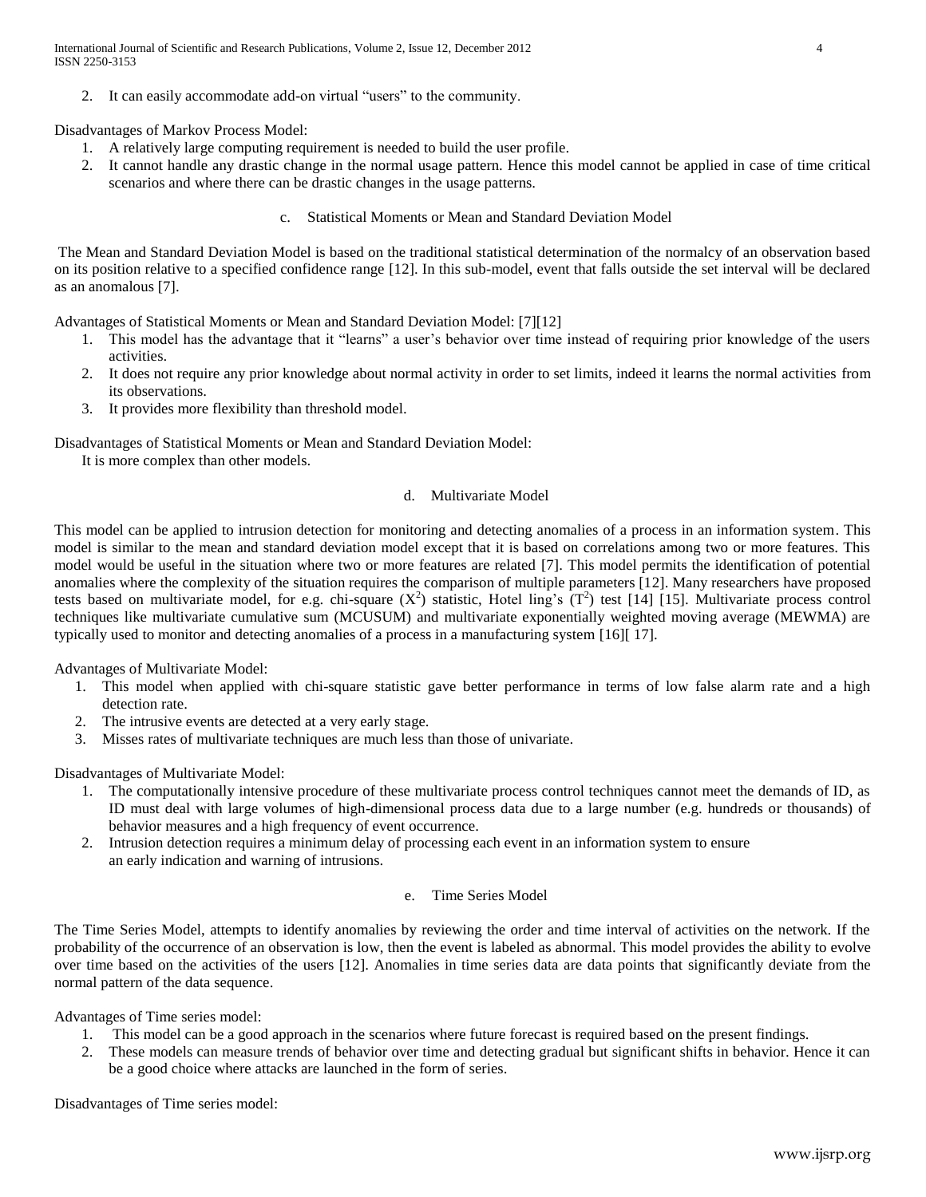2. It can easily accommodate add-on virtual "users" to the community.

Disadvantages of Markov Process Model:

1. A relatively large computing requirement is needed to build the user profile.
2. It cannot handle any drastic change in the normal usage pattern. Hence this model cannot be applied in case of time critical scenarios and where there can be drastic changes in the usage patterns.

### c. Statistical Moments or Mean and Standard Deviation Model

The Mean and Standard Deviation Model is based on the traditional statistical determination of the normalcy of an observation based on its position relative to a specified confidence range [12]. In this sub-model, event that falls outside the set interval will be declared as an anomalous [7].

Advantages of Statistical Moments or Mean and Standard Deviation Model: [7][12]

1. This model has the advantage that it "learns" a user's behavior over time instead of requiring prior knowledge of the users activities.
2. It does not require any prior knowledge about normal activity in order to set limits, indeed it learns the normal activities from its observations.
3. It provides more flexibility than threshold model.

Disadvantages of Statistical Moments or Mean and Standard Deviation Model:

It is more complex than other models.

### d. Multivariate Model

This model can be applied to intrusion detection for monitoring and detecting anomalies of a process in an information system. This model is similar to the mean and standard deviation model except that it is based on correlations among two or more features. This model would be useful in the situation where two or more features are related [7]. This model permits the identification of potential anomalies where the complexity of the situation requires the comparison of multiple parameters [12]. Many researchers have proposed tests based on multivariate model, for e.g. chi-square ($X^2$) statistic, Hotel ling's ($T^2$) test [14] [15]. Multivariate process control techniques like multivariate cumulative sum (MCUSUM) and multivariate exponentially weighted moving average (MEWMA) are typically used to monitor and detecting anomalies of a process in a manufacturing system [16][ 17].

Advantages of Multivariate Model:

1. This model when applied with chi-square statistic gave better performance in terms of low false alarm rate and a high detection rate.
2. The intrusive events are detected at a very early stage.
3. Misses rates of multivariate techniques are much less than those of univariate.

Disadvantages of Multivariate Model:

1. The computationally intensive procedure of these multivariate process control techniques cannot meet the demands of ID, as ID must deal with large volumes of high-dimensional process data due to a large number (e.g. hundreds or thousands) of behavior measures and a high frequency of event occurrence.
2. Intrusion detection requires a minimum delay of processing each event in an information system to ensure an early indication and warning of intrusions.

### e. Time Series Model

The Time Series Model, attempts to identify anomalies by reviewing the order and time interval of activities on the network. If the probability of the occurrence of an observation is low, then the event is labeled as abnormal. This model provides the ability to evolve over time based on the activities of the users [12]. Anomalies in time series data are data points that significantly deviate from the normal pattern of the data sequence.

Advantages of Time series model:

1. This model can be a good approach in the scenarios where future forecast is required based on the present findings.
2. These models can measure trends of behavior over time and detecting gradual but significant shifts in behavior. Hence it can be a good choice where attacks are launched in the form of series.

Disadvantages of Time series model: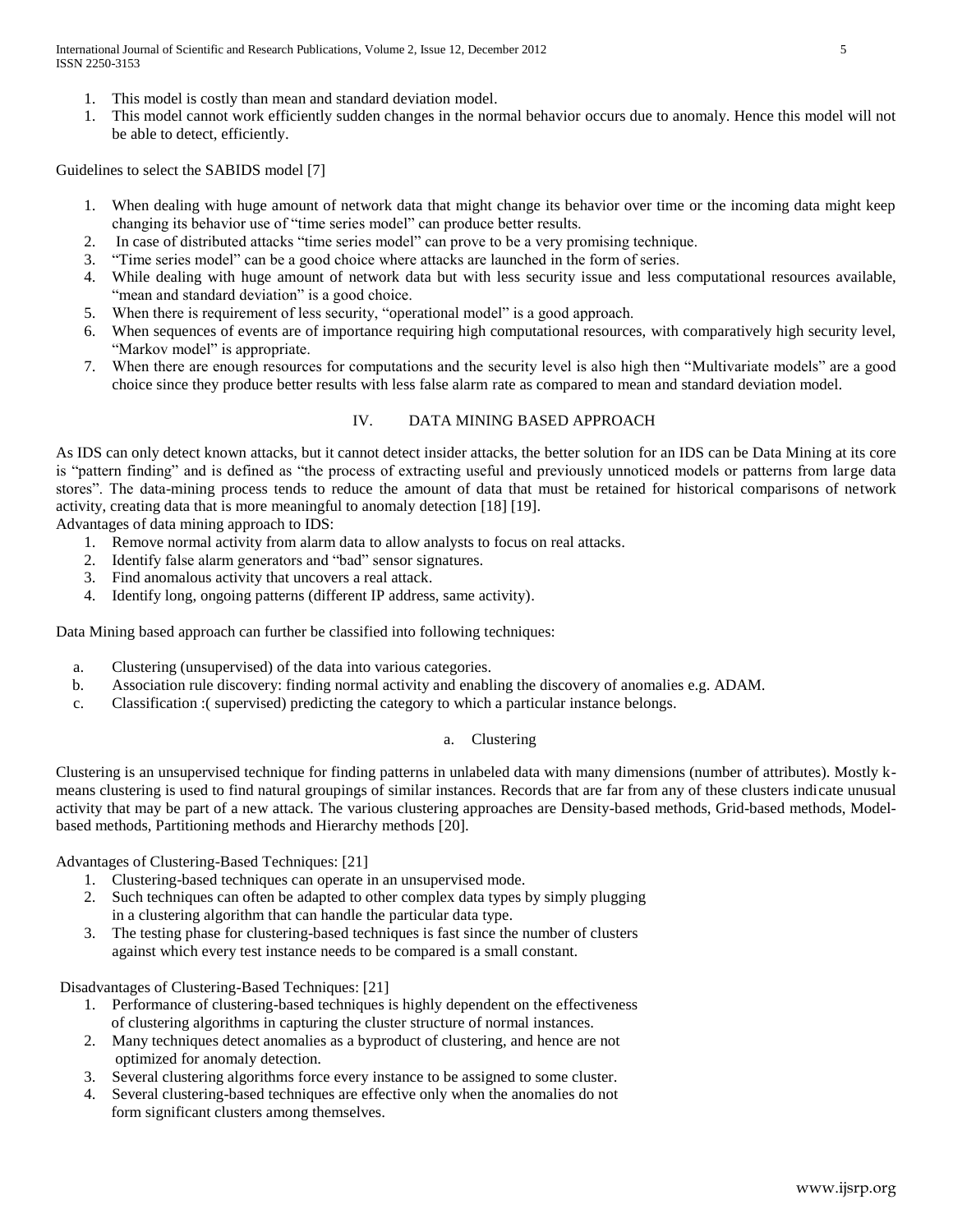1. This model is costly than mean and standard deviation model.
1. This model cannot work efficiently sudden changes in the normal behavior occurs due to anomaly. Hence this model will not be able to detect, efficiently.

Guidelines to select the SABIDS model [7]

1. When dealing with huge amount of network data that might change its behavior over time or the incoming data might keep changing its behavior use of "time series model" can produce better results.
2. In case of distributed attacks "time series model" can prove to be a very promising technique.
3. "Time series model" can be a good choice where attacks are launched in the form of series.
4. While dealing with huge amount of network data but with less security issue and less computational resources available, "mean and standard deviation" is a good choice.
5. When there is requirement of less security, "operational model" is a good approach.
6. When sequences of events are of importance requiring high computational resources, with comparatively high security level, "Markov model" is appropriate.
7. When there are enough resources for computations and the security level is also high then "Multivariate models" are a good choice since they produce better results with less false alarm rate as compared to mean and standard deviation model.

## IV. DATA MINING BASED APPROACH

As IDS can only detect known attacks, but it cannot detect insider attacks, the better solution for an IDS can be Data Mining at its core is "pattern finding" and is defined as "the process of extracting useful and previously unnoticed models or patterns from large data stores". The data-mining process tends to reduce the amount of data that must be retained for historical comparisons of network activity, creating data that is more meaningful to anomaly detection [18] [19].

Advantages of data mining approach to IDS:

1. Remove normal activity from alarm data to allow analysts to focus on real attacks.
2. Identify false alarm generators and "bad" sensor signatures.
3. Find anomalous activity that uncovers a real attack.
4. Identify long, ongoing patterns (different IP address, same activity).

Data Mining based approach can further be classified into following techniques:

a. Clustering (unsupervised) of the data into various categories.
b. Association rule discovery: finding normal activity and enabling the discovery of anomalies e.g. ADAM.
c. Classification :( supervised) predicting the category to which a particular instance belongs.

### a. Clustering

Clustering is an unsupervised technique for finding patterns in unlabeled data with many dimensions (number of attributes). Mostly k-means clustering is used to find natural groupings of similar instances. Records that are far from any of these clusters indicate unusual activity that may be part of a new attack. The various clustering approaches are Density-based methods, Grid-based methods, Model-based methods, Partitioning methods and Hierarchy methods [20].

Advantages of Clustering-Based Techniques: [21]

1. Clustering-based techniques can operate in an unsupervised mode.
2. Such techniques can often be adapted to other complex data types by simply plugging in a clustering algorithm that can handle the particular data type.
3. The testing phase for clustering-based techniques is fast since the number of clusters against which every test instance needs to be compared is a small constant.

Disadvantages of Clustering-Based Techniques: [21]

1. Performance of clustering-based techniques is highly dependent on the effectiveness of clustering algorithms in capturing the cluster structure of normal instances.
2. Many techniques detect anomalies as a byproduct of clustering, and hence are not optimized for anomaly detection.
3. Several clustering algorithms force every instance to be assigned to some cluster.
4. Several clustering-based techniques are effective only when the anomalies do not form significant clusters among themselves.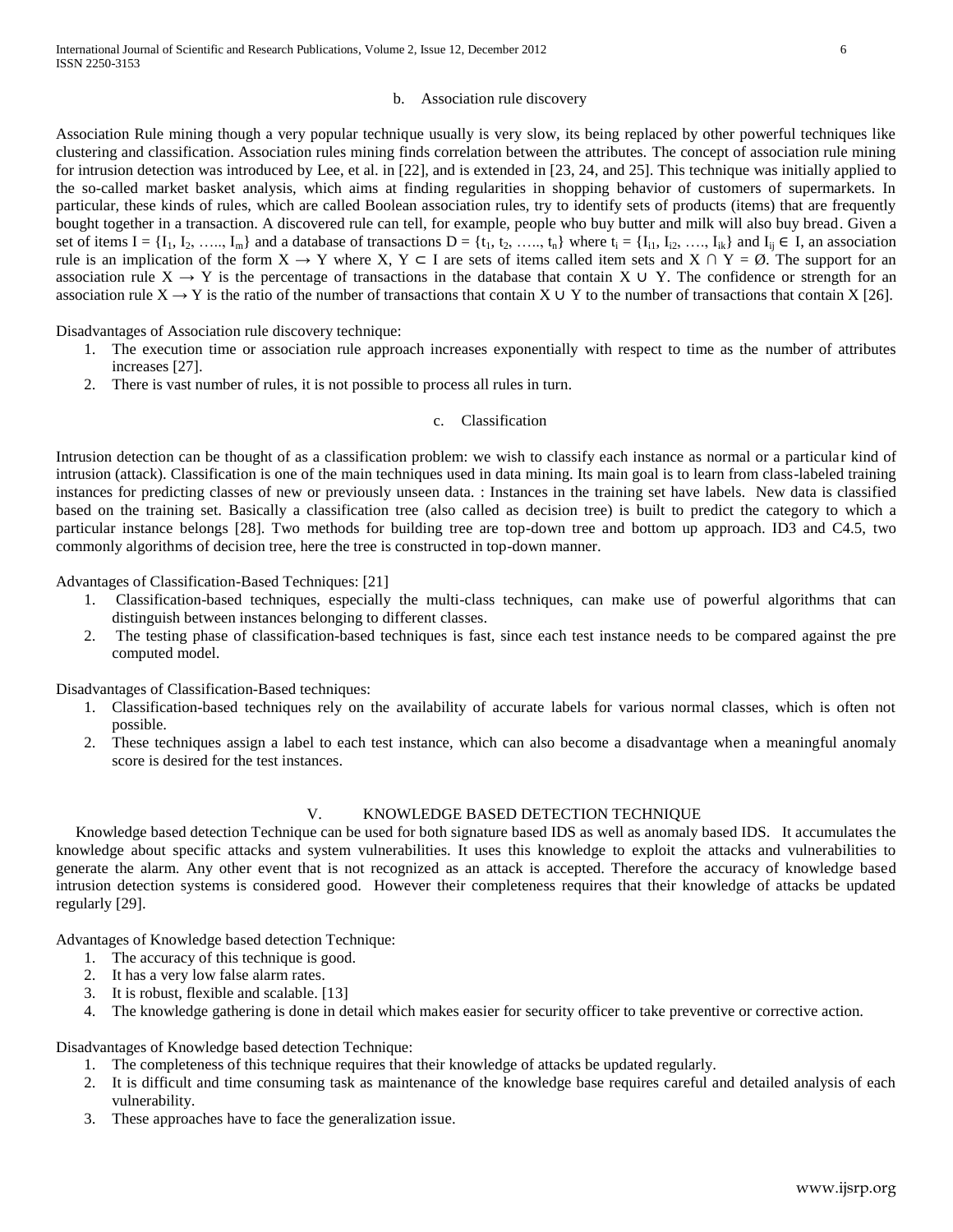### b. Association rule discovery

Association Rule mining though a very popular technique usually is very slow, its being replaced by other powerful techniques like clustering and classification. Association rules mining finds correlation between the attributes. The concept of association rule mining for intrusion detection was introduced by Lee, et al. in [22], and is extended in [23, 24, and 25]. This technique was initially applied to the so-called market basket analysis, which aims at finding regularities in shopping behavior of customers of supermarkets. In particular, these kinds of rules, which are called Boolean association rules, try to identify sets of products (items) that are frequently bought together in a transaction. A discovered rule can tell, for example, people who buy butter and milk will also buy bread. Given a set of items $I = \{I_1, I_2, \ldots, I_m\}$ and a database of transactions $D = \{t_1, t_2, \ldots, t_n\}$ where $t_i = \{I_{i1}, I_{i2}, \ldots, I_{ik}\}$ and $I_{ij} \in I$, an association rule is an implication of the form $X \rightarrow Y$ where $X, Y \subset I$ are sets of items called item sets and $X \cap Y = \emptyset$. The support for an association rule $X \rightarrow Y$ is the percentage of transactions in the database that contain $X \cup Y$. The confidence or strength for an association rule $X \rightarrow Y$ is the ratio of the number of transactions that contain $X \cup Y$ to the number of transactions that contain $X$ [26].

Disadvantages of Association rule discovery technique:

1. The execution time or association rule approach increases exponentially with respect to time as the number of attributes increases [27].
2. There is vast number of rules, it is not possible to process all rules in turn.

### c. Classification

Intrusion detection can be thought of as a classification problem: we wish to classify each instance as normal or a particular kind of intrusion (attack). Classification is one of the main techniques used in data mining. Its main goal is to learn from class-labeled training instances for predicting classes of new or previously unseen data. : Instances in the training set have labels. New data is classified based on the training set. Basically a classification tree (also called as decision tree) is built to predict the category to which a particular instance belongs [28]. Two methods for building tree are top-down tree and bottom up approach. ID3 and C4.5, two commonly algorithms of decision tree, here the tree is constructed in top-down manner.

Advantages of Classification-Based Techniques: [21]

1. Classification-based techniques, especially the multi-class techniques, can make use of powerful algorithms that can distinguish between instances belonging to different classes.
2. The testing phase of classification-based techniques is fast, since each test instance needs to be compared against the pre computed model.

Disadvantages of Classification-Based techniques:

1. Classification-based techniques rely on the availability of accurate labels for various normal classes, which is often not possible.
2. These techniques assign a label to each test instance, which can also become a disadvantage when a meaningful anomaly score is desired for the test instances.

## V. KNOWLEDGE BASED DETECTION TECHNIQUE

Knowledge based detection Technique can be used for both signature based IDS as well as anomaly based IDS. It accumulates the knowledge about specific attacks and system vulnerabilities. It uses this knowledge to exploit the attacks and vulnerabilities to generate the alarm. Any other event that is not recognized as an attack is accepted. Therefore the accuracy of knowledge based intrusion detection systems is considered good. However their completeness requires that their knowledge of attacks be updated regularly [29].

Advantages of Knowledge based detection Technique:

1. The accuracy of this technique is good.
2. It has a very low false alarm rates.
3. It is robust, flexible and scalable. [13]
4. The knowledge gathering is done in detail which makes easier for security officer to take preventive or corrective action.

Disadvantages of Knowledge based detection Technique:

1. The completeness of this technique requires that their knowledge of attacks be updated regularly.
2. It is difficult and time consuming task as maintenance of the knowledge base requires careful and detailed analysis of each vulnerability.
3. These approaches have to face the generalization issue.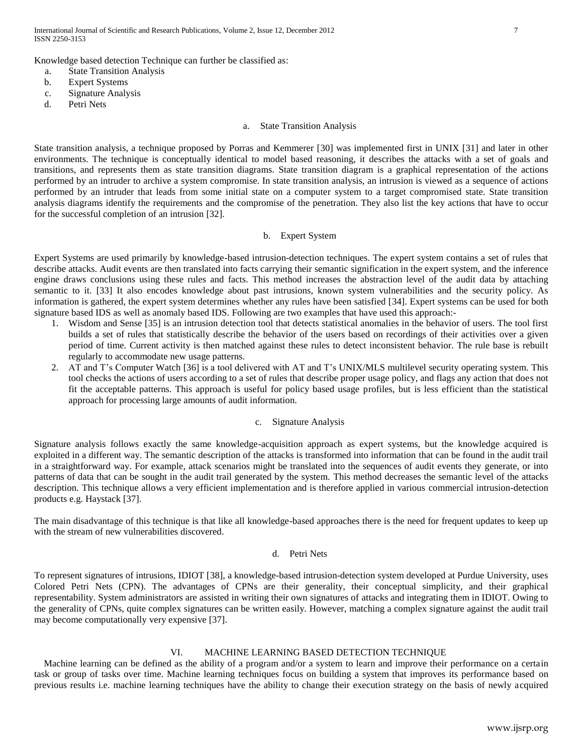Knowledge based detection Technique can further be classified as:

a. State Transition Analysis
b. Expert Systems
c. Signature Analysis
d. Petri Nets

### a. State Transition Analysis

State transition analysis, a technique proposed by Porras and Kemmerer [30] was implemented first in UNIX [31] and later in other environments. The technique is conceptually identical to model based reasoning, it describes the attacks with a set of goals and transitions, and represents them as state transition diagrams. State transition diagram is a graphical representation of the actions performed by an intruder to archive a system compromise. In state transition analysis, an intrusion is viewed as a sequence of actions performed by an intruder that leads from some initial state on a computer system to a target compromised state. State transition analysis diagrams identify the requirements and the compromise of the penetration. They also list the key actions that have to occur for the successful completion of an intrusion [32].

### b. Expert System

Expert Systems are used primarily by knowledge-based intrusion-detection techniques. The expert system contains a set of rules that describe attacks. Audit events are then translated into facts carrying their semantic signification in the expert system, and the inference engine draws conclusions using these rules and facts. This method increases the abstraction level of the audit data by attaching semantic to it. [33] It also encodes knowledge about past intrusions, known system vulnerabilities and the security policy. As information is gathered, the expert system determines whether any rules have been satisfied [34]. Expert systems can be used for both signature based IDS as well as anomaly based IDS. Following are two examples that have used this approach:-

1. Wisdom and Sense [35] is an intrusion detection tool that detects statistical anomalies in the behavior of users. The tool first builds a set of rules that statistically describe the behavior of the users based on recordings of their activities over a given period of time. Current activity is then matched against these rules to detect inconsistent behavior. The rule base is rebuilt regularly to accommodate new usage patterns.
2. AT and T's Computer Watch [36] is a tool delivered with AT and T's UNIX/MLS multilevel security operating system. This tool checks the actions of users according to a set of rules that describe proper usage policy, and flags any action that does not fit the acceptable patterns. This approach is useful for policy based usage profiles, but is less efficient than the statistical approach for processing large amounts of audit information.

### c. Signature Analysis

Signature analysis follows exactly the same knowledge-acquisition approach as expert systems, but the knowledge acquired is exploited in a different way. The semantic description of the attacks is transformed into information that can be found in the audit trail in a straightforward way. For example, attack scenarios might be translated into the sequences of audit events they generate, or into patterns of data that can be sought in the audit trail generated by the system. This method decreases the semantic level of the attacks description. This technique allows a very efficient implementation and is therefore applied in various commercial intrusion-detection products e.g. Haystack [37].

The main disadvantage of this technique is that like all knowledge-based approaches there is the need for frequent updates to keep up with the stream of new vulnerabilities discovered.

### d. Petri Nets

To represent signatures of intrusions, IDIOT [38], a knowledge-based intrusion-detection system developed at Purdue University, uses Colored Petri Nets (CPN). The advantages of CPNs are their generality, their conceptual simplicity, and their graphical representability. System administrators are assisted in writing their own signatures of attacks and integrating them in IDIOT. Owing to the generality of CPNs, quite complex signatures can be written easily. However, matching a complex signature against the audit trail may become computationally very expensive [37].

## VI. MACHINE LEARNING BASED DETECTION TECHNIQUE

Machine learning can be defined as the ability of a program and/or a system to learn and improve their performance on a certain task or group of tasks over time. Machine learning techniques focus on building a system that improves its performance based on previous results i.e. machine learning techniques have the ability to change their execution strategy on the basis of newly acquired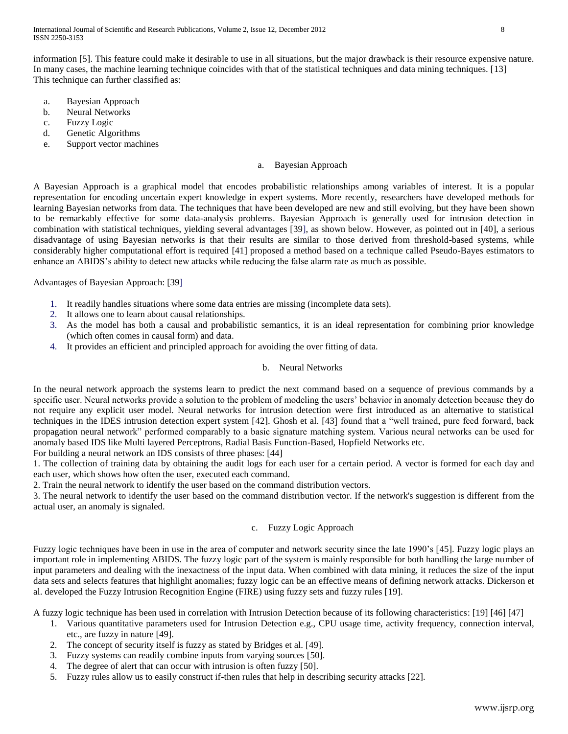information [5]. This feature could make it desirable to use in all situations, but the major drawback is their resource expensive nature. In many cases, the machine learning technique coincides with that of the statistical techniques and data mining techniques. [13]
This technique can further classified as:

a. Bayesian Approach
b. Neural Networks
c. Fuzzy Logic
d. Genetic Algorithms
e. Support vector machines

### a. Bayesian Approach

A Bayesian Approach is a graphical model that encodes probabilistic relationships among variables of interest. It is a popular representation for encoding uncertain expert knowledge in expert systems. More recently, researchers have developed methods for learning Bayesian networks from data. The techniques that have been developed are new and still evolving, but they have been shown to be remarkably effective for some data-analysis problems. Bayesian Approach is generally used for intrusion detection in combination with statistical techniques, yielding several advantages [39], as shown below. However, as pointed out in [40], a serious disadvantage of using Bayesian networks is that their results are similar to those derived from threshold-based systems, while considerably higher computational effort is required [41] proposed a method based on a technique called Pseudo-Bayes estimators to enhance an ABIDS's ability to detect new attacks while reducing the false alarm rate as much as possible.

Advantages of Bayesian Approach: [39]

1. It readily handles situations where some data entries are missing (incomplete data sets).
2. It allows one to learn about causal relationships.
3. As the model has both a causal and probabilistic semantics, it is an ideal representation for combining prior knowledge (which often comes in causal form) and data.
4. It provides an efficient and principled approach for avoiding the over fitting of data.

### b. Neural Networks

In the neural network approach the systems learn to predict the next command based on a sequence of previous commands by a specific user. Neural networks provide a solution to the problem of modeling the users' behavior in anomaly detection because they do not require any explicit user model. Neural networks for intrusion detection were first introduced as an alternative to statistical techniques in the IDES intrusion detection expert system [42]. Ghosh et al. [43] found that a "well trained, pure feed forward, back propagation neural network" performed comparably to a basic signature matching system. Various neural networks can be used for anomaly based IDS like Multi layered Perceptrons, Radial Basis Function-Based, Hopfield Networks etc.
For building a neural network an IDS consists of three phases: [44]

1. The collection of training data by obtaining the audit logs for each user for a certain period. A vector is formed for each day and each user, which shows how often the user, executed each command.
2. Train the neural network to identify the user based on the command distribution vectors.
3. The neural network to identify the user based on the command distribution vector. If the network's suggestion is different from the actual user, an anomaly is signaled.

### c. Fuzzy Logic Approach

Fuzzy logic techniques have been in use in the area of computer and network security since the late 1990's [45]. Fuzzy logic plays an important role in implementing ABIDS. The fuzzy logic part of the system is mainly responsible for both handling the large number of input parameters and dealing with the inexactness of the input data. When combined with data mining, it reduces the size of the input data sets and selects features that highlight anomalies; fuzzy logic can be an effective means of defining network attacks. Dickerson et al. developed the Fuzzy Intrusion Recognition Engine (FIRE) using fuzzy sets and fuzzy rules [19].

A fuzzy logic technique has been used in correlation with Intrusion Detection because of its following characteristics: [19] [46] [47]

1. Various quantitative parameters used for Intrusion Detection e.g., CPU usage time, activity frequency, connection interval, etc., are fuzzy in nature [49].
2. The concept of security itself is fuzzy as stated by Bridges et al. [49].
3. Fuzzy systems can readily combine inputs from varying sources [50].
4. The degree of alert that can occur with intrusion is often fuzzy [50].
5. Fuzzy rules allow us to easily construct if-then rules that help in describing security attacks [22].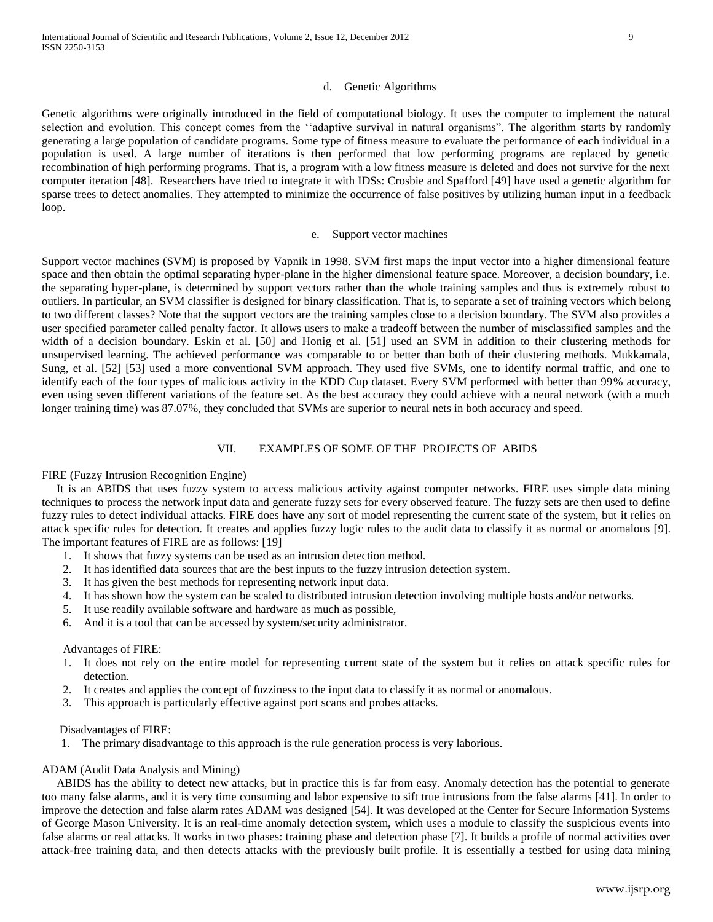### d. Genetic Algorithms

Genetic algorithms were originally introduced in the field of computational biology. It uses the computer to implement the natural selection and evolution. This concept comes from the ''adaptive survival in natural organisms". The algorithm starts by randomly generating a large population of candidate programs. Some type of fitness measure to evaluate the performance of each individual in a population is used. A large number of iterations is then performed that low performing programs are replaced by genetic recombination of high performing programs. That is, a program with a low fitness measure is deleted and does not survive for the next computer iteration [48]. Researchers have tried to integrate it with IDSs: Crosbie and Spafford [49] have used a genetic algorithm for sparse trees to detect anomalies. They attempted to minimize the occurrence of false positives by utilizing human input in a feedback loop.

### e. Support vector machines

Support vector machines (SVM) is proposed by Vapnik in 1998. SVM first maps the input vector into a higher dimensional feature space and then obtain the optimal separating hyper-plane in the higher dimensional feature space. Moreover, a decision boundary, i.e. the separating hyper-plane, is determined by support vectors rather than the whole training samples and thus is extremely robust to outliers. In particular, an SVM classifier is designed for binary classification. That is, to separate a set of training vectors which belong to two different classes? Note that the support vectors are the training samples close to a decision boundary. The SVM also provides a user specified parameter called penalty factor. It allows users to make a tradeoff between the number of misclassified samples and the width of a decision boundary. Eskin et al. [50] and Honig et al. [51] used an SVM in addition to their clustering methods for unsupervised learning. The achieved performance was comparable to or better than both of their clustering methods. Mukkamala, Sung, et al. [52] [53] used a more conventional SVM approach. They used five SVMs, one to identify normal traffic, and one to identify each of the four types of malicious activity in the KDD Cup dataset. Every SVM performed with better than 99% accuracy, even using seven different variations of the feature set. As the best accuracy they could achieve with a neural network (with a much longer training time) was 87.07%, they concluded that SVMs are superior to neural nets in both accuracy and speed.

## VII. EXAMPLES OF SOME OF THE PROJECTS OF ABIDS

FIRE (Fuzzy Intrusion Recognition Engine)

It is an ABIDS that uses fuzzy system to access malicious activity against computer networks. FIRE uses simple data mining techniques to process the network input data and generate fuzzy sets for every observed feature. The fuzzy sets are then used to define fuzzy rules to detect individual attacks. FIRE does have any sort of model representing the current state of the system, but it relies on attack specific rules for detection. It creates and applies fuzzy logic rules to the audit data to classify it as normal or anomalous [9]. The important features of FIRE are as follows: [19]

1. It shows that fuzzy systems can be used as an intrusion detection method.
2. It has identified data sources that are the best inputs to the fuzzy intrusion detection system.
3. It has given the best methods for representing network input data.
4. It has shown how the system can be scaled to distributed intrusion detection involving multiple hosts and/or networks.
5. It use readily available software and hardware as much as possible,
6. And it is a tool that can be accessed by system/security administrator.

Advantages of FIRE:

1. It does not rely on the entire model for representing current state of the system but it relies on attack specific rules for detection.
2. It creates and applies the concept of fuzziness to the input data to classify it as normal or anomalous.
3. This approach is particularly effective against port scans and probes attacks.

Disadvantages of FIRE:

1. The primary disadvantage to this approach is the rule generation process is very laborious.

ADAM (Audit Data Analysis and Mining)

ABIDS has the ability to detect new attacks, but in practice this is far from easy. Anomaly detection has the potential to generate too many false alarms, and it is very time consuming and labor expensive to sift true intrusions from the false alarms [41]. In order to improve the detection and false alarm rates ADAM was designed [54]. It was developed at the Center for Secure Information Systems of George Mason University. It is an real-time anomaly detection system, which uses a module to classify the suspicious events into false alarms or real attacks. It works in two phases: training phase and detection phase [7]. It builds a profile of normal activities over attack-free training data, and then detects attacks with the previously built profile. It is essentially a testbed for using data mining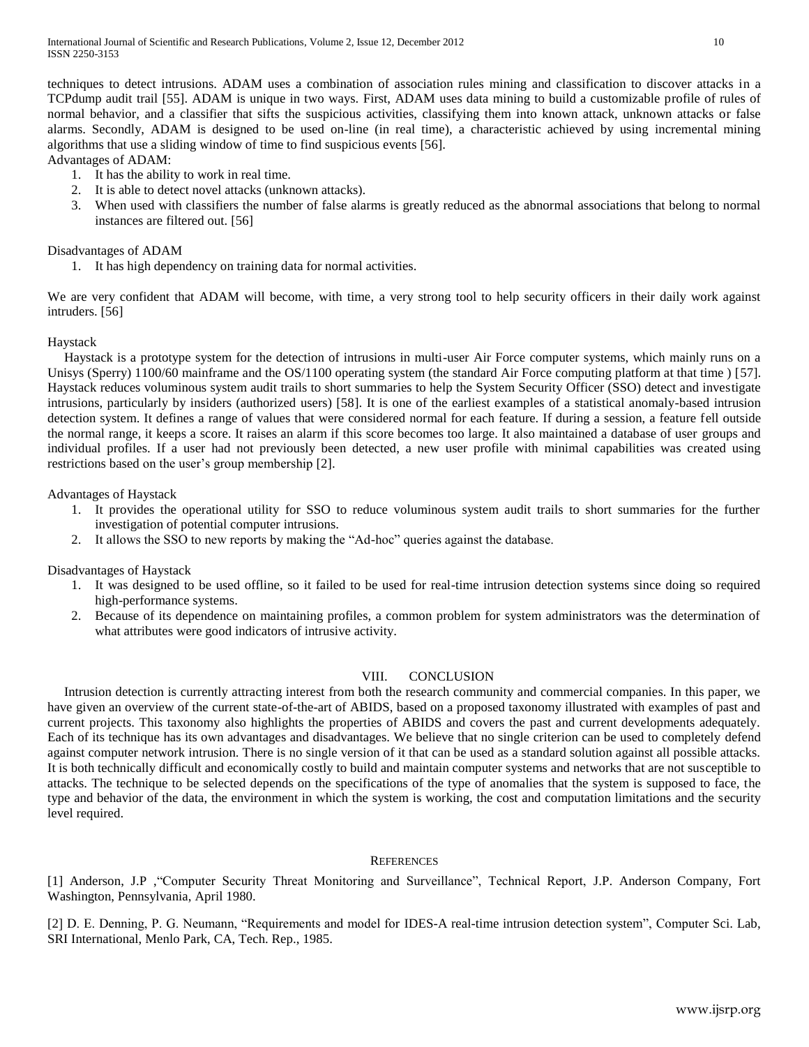techniques to detect intrusions. ADAM uses a combination of association rules mining and classification to discover attacks in a TCPdump audit trail [55]. ADAM is unique in two ways. First, ADAM uses data mining to build a customizable profile of rules of normal behavior, and a classifier that sifts the suspicious activities, classifying them into known attack, unknown attacks or false alarms. Secondly, ADAM is designed to be used on-line (in real time), a characteristic achieved by using incremental mining algorithms that use a sliding window of time to find suspicious events [56].

Advantages of ADAM:

1. It has the ability to work in real time.
2. It is able to detect novel attacks (unknown attacks).
3. When used with classifiers the number of false alarms is greatly reduced as the abnormal associations that belong to normal instances are filtered out. [56]

Disadvantages of ADAM

1. It has high dependency on training data for normal activities.

We are very confident that ADAM will become, with time, a very strong tool to help security officers in their daily work against intruders. [56]

Haystack

Haystack is a prototype system for the detection of intrusions in multi-user Air Force computer systems, which mainly runs on a Unisys (Sperry) 1100/60 mainframe and the OS/1100 operating system (the standard Air Force computing platform at that time ) [57]. Haystack reduces voluminous system audit trails to short summaries to help the System Security Officer (SSO) detect and investigate intrusions, particularly by insiders (authorized users) [58]. It is one of the earliest examples of a statistical anomaly-based intrusion detection system. It defines a range of values that were considered normal for each feature. If during a session, a feature fell outside the normal range, it keeps a score. It raises an alarm if this score becomes too large. It also maintained a database of user groups and individual profiles. If a user had not previously been detected, a new user profile with minimal capabilities was created using restrictions based on the user's group membership [2].

Advantages of Haystack

1. It provides the operational utility for SSO to reduce voluminous system audit trails to short summaries for the further investigation of potential computer intrusions.
2. It allows the SSO to new reports by making the "Ad-hoc" queries against the database.

Disadvantages of Haystack

1. It was designed to be used offline, so it failed to be used for real-time intrusion detection systems since doing so required high-performance systems.
2. Because of its dependence on maintaining profiles, a common problem for system administrators was the determination of what attributes were good indicators of intrusive activity.

## VIII. CONCLUSION

Intrusion detection is currently attracting interest from both the research community and commercial companies. In this paper, we have given an overview of the current state-of-the-art of ABIDS, based on a proposed taxonomy illustrated with examples of past and current projects. This taxonomy also highlights the properties of ABIDS and covers the past and current developments adequately. Each of its technique has its own advantages and disadvantages. We believe that no single criterion can be used to completely defend against computer network intrusion. There is no single version of it that can be used as a standard solution against all possible attacks. It is both technically difficult and economically costly to build and maintain computer systems and networks that are not susceptible to attacks. The technique to be selected depends on the specifications of the type of anomalies that the system is supposed to face, the type and behavior of the data, the environment in which the system is working, the cost and computation limitations and the security level required.

## REFERENCES

[1] Anderson, J.P ,"Computer Security Threat Monitoring and Surveillance", Technical Report, J.P. Anderson Company, Fort Washington, Pennsylvania, April 1980.

[2] D. E. Denning, P. G. Neumann, "Requirements and model for IDES-A real-time intrusion detection system", Computer Sci. Lab, SRI International, Menlo Park, CA, Tech. Rep., 1985.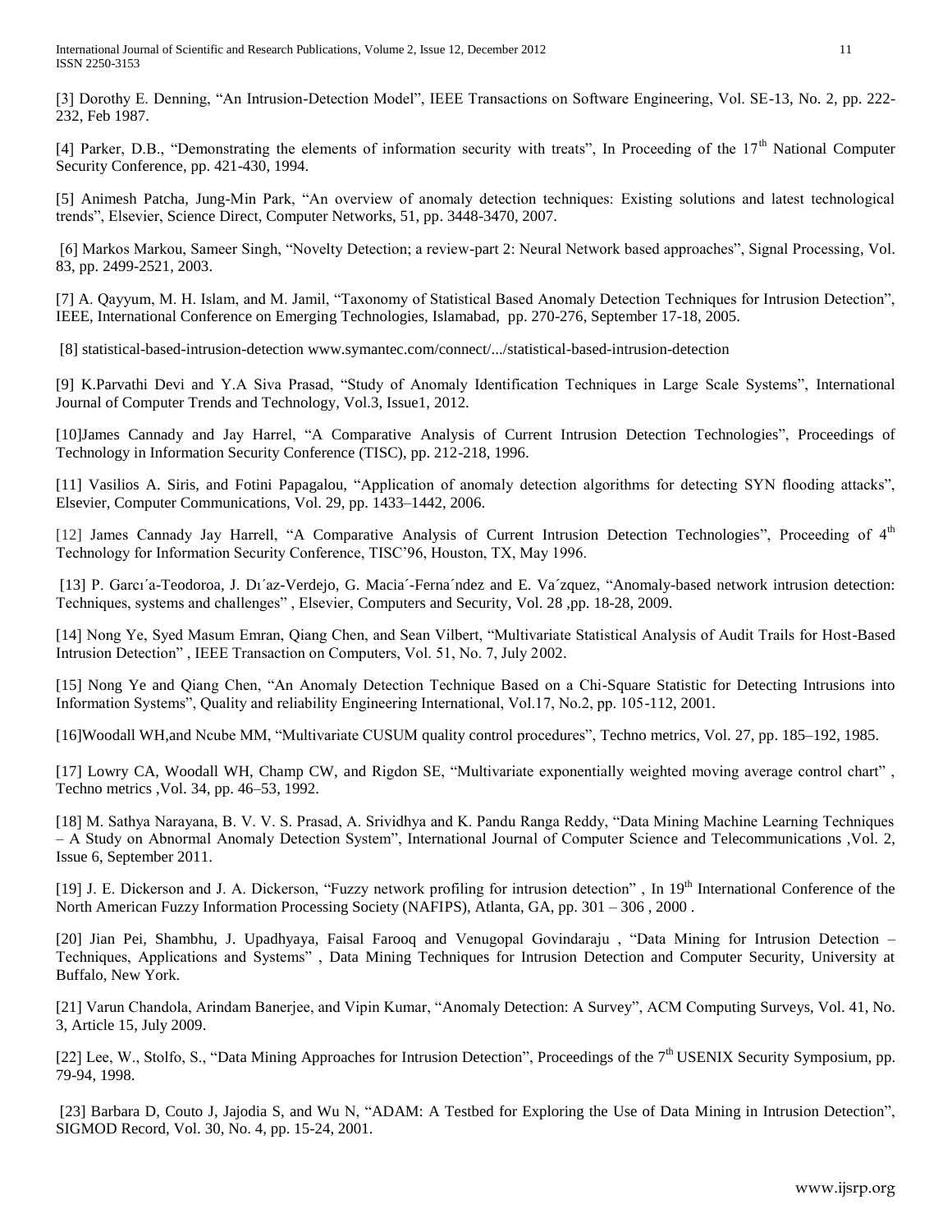[3] Dorothy E. Denning, "An Intrusion-Detection Model", IEEE Transactions on Software Engineering, Vol. SE-13, No. 2, pp. 222-232, Feb 1987.

[4] Parker, D.B., "Demonstrating the elements of information security with treats", In Proceeding of the 17th National Computer Security Conference, pp. 421-430, 1994.

[5] Animesh Patcha, Jung-Min Park, "An overview of anomaly detection techniques: Existing solutions and latest technological trends", Elsevier, Science Direct, Computer Networks, 51, pp. 3448-3470, 2007.

[6] Markos Markou, Sameer Singh, "Novelty Detection; a review-part 2: Neural Network based approaches", Signal Processing, Vol. 83, pp. 2499-2521, 2003.

[7] A. Qayyum, M. H. Islam, and M. Jamil, "Taxonomy of Statistical Based Anomaly Detection Techniques for Intrusion Detection", IEEE, International Conference on Emerging Technologies, Islamabad, pp. 270-276, September 17-18, 2005.

[8] statistical-based-intrusion-detection www.symantec.com/connect/.../statistical-based-intrusion-detection

[9] K.Parvathi Devi and Y.A Siva Prasad, "Study of Anomaly Identification Techniques in Large Scale Systems", International Journal of Computer Trends and Technology, Vol.3, Issue1, 2012.

[10]James Cannady and Jay Harrel, "A Comparative Analysis of Current Intrusion Detection Technologies", Proceedings of Technology in Information Security Conference (TISC), pp. 212-218, 1996.

[11] Vasilios A. Siris, and Fotini Papagalou, "Application of anomaly detection algorithms for detecting SYN flooding attacks", Elsevier, Computer Communications, Vol. 29, pp. 1433–1442, 2006.

[12] James Cannady Jay Harrell, "A Comparative Analysis of Current Intrusion Detection Technologies", Proceeding of 4th Technology for Information Security Conference, TISC'96, Houston, TX, May 1996.

[13] P. Garcı´a-Teodoroa, J. Dı´az-Verdejo, G. Macia´-Ferna´ndez and E. Va´zquez, "Anomaly-based network intrusion detection: Techniques, systems and challenges" , Elsevier, Computers and Security, Vol. 28 ,pp. 18-28, 2009.

[14] Nong Ye, Syed Masum Emran, Qiang Chen, and Sean Vilbert, "Multivariate Statistical Analysis of Audit Trails for Host-Based Intrusion Detection" , IEEE Transaction on Computers, Vol. 51, No. 7, July 2002.

[15] Nong Ye and Qiang Chen, "An Anomaly Detection Technique Based on a Chi-Square Statistic for Detecting Intrusions into Information Systems", Quality and reliability Engineering International, Vol.17, No.2, pp. 105-112, 2001.

[16]Woodall WH,and Ncube MM, "Multivariate CUSUM quality control procedures", Techno metrics, Vol. 27, pp. 185–192, 1985.

[17] Lowry CA, Woodall WH, Champ CW, and Rigdon SE, "Multivariate exponentially weighted moving average control chart" , Techno metrics ,Vol. 34, pp. 46–53, 1992.

[18] M. Sathya Narayana, B. V. V. S. Prasad, A. Srividhya and K. Pandu Ranga Reddy, "Data Mining Machine Learning Techniques – A Study on Abnormal Anomaly Detection System", International Journal of Computer Science and Telecommunications ,Vol. 2, Issue 6, September 2011.

[19] J. E. Dickerson and J. A. Dickerson, "Fuzzy network profiling for intrusion detection" , In 19th International Conference of the North American Fuzzy Information Processing Society (NAFIPS), Atlanta, GA, pp. 301 – 306 , 2000 .

[20] Jian Pei, Shambhu, J. Upadhyaya, Faisal Farooq and Venugopal Govindaraju , "Data Mining for Intrusion Detection – Techniques, Applications and Systems" , Data Mining Techniques for Intrusion Detection and Computer Security, University at Buffalo, New York.

[21] Varun Chandola, Arindam Banerjee, and Vipin Kumar, "Anomaly Detection: A Survey", ACM Computing Surveys, Vol. 41, No. 3, Article 15, July 2009.

[22] Lee, W., Stolfo, S., "Data Mining Approaches for Intrusion Detection", Proceedings of the 7th USENIX Security Symposium, pp. 79-94, 1998.

[23] Barbara D, Couto J, Jajodia S, and Wu N, "ADAM: A Testbed for Exploring the Use of Data Mining in Intrusion Detection", SIGMOD Record, Vol. 30, No. 4, pp. 15-24, 2001.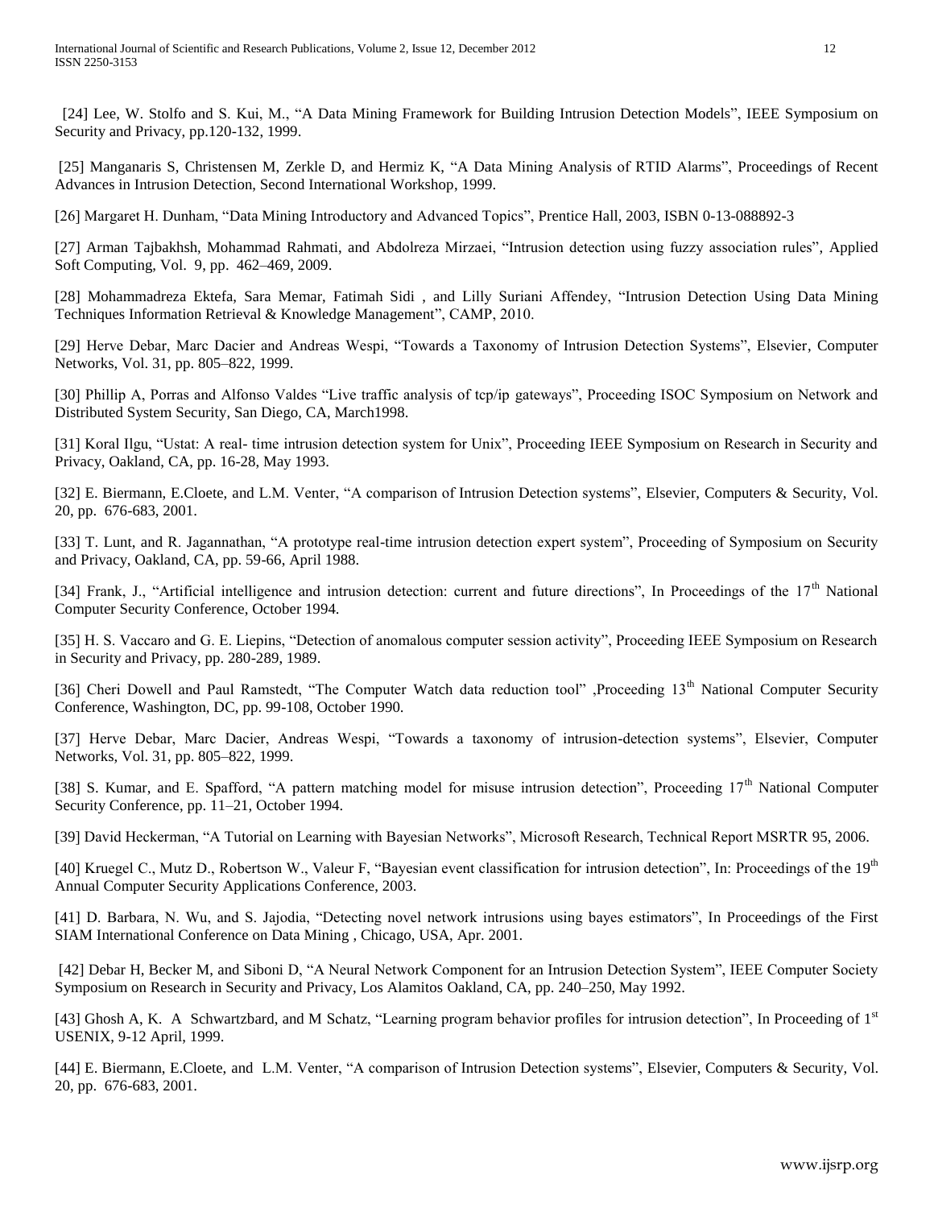[24] Lee, W. Stolfo and S. Kui, M., "A Data Mining Framework for Building Intrusion Detection Models", IEEE Symposium on Security and Privacy, pp.120-132, 1999.

[25] Manganaris S, Christensen M, Zerkle D, and Hermiz K, "A Data Mining Analysis of RTID Alarms", Proceedings of Recent Advances in Intrusion Detection, Second International Workshop, 1999.

[26] Margaret H. Dunham, "Data Mining Introductory and Advanced Topics", Prentice Hall, 2003, ISBN 0-13-088892-3

[27] Arman Tajbakhsh, Mohammad Rahmati, and Abdolreza Mirzaei, "Intrusion detection using fuzzy association rules", Applied Soft Computing, Vol. 9, pp. 462–469, 2009.

[28] Mohammadreza Ektefa, Sara Memar, Fatimah Sidi , and Lilly Suriani Affendey, "Intrusion Detection Using Data Mining Techniques Information Retrieval & Knowledge Management", CAMP, 2010.

[29] Herve Debar, Marc Dacier and Andreas Wespi, "Towards a Taxonomy of Intrusion Detection Systems", Elsevier, Computer Networks, Vol. 31, pp. 805–822, 1999.

[30] Phillip A, Porras and Alfonso Valdes "Live traffic analysis of tcp/ip gateways", Proceeding ISOC Symposium on Network and Distributed System Security, San Diego, CA, March1998.

[31] Koral Ilgu, "Ustat: A real- time intrusion detection system for Unix", Proceeding IEEE Symposium on Research in Security and Privacy, Oakland, CA, pp. 16-28, May 1993.

[32] E. Biermann, E.Cloete, and L.M. Venter, "A comparison of Intrusion Detection systems", Elsevier, Computers & Security, Vol. 20, pp. 676-683, 2001.

[33] T. Lunt, and R. Jagannathan, "A prototype real-time intrusion detection expert system", Proceeding of Symposium on Security and Privacy, Oakland, CA, pp. 59-66, April 1988.

[34] Frank, J., "Artificial intelligence and intrusion detection: current and future directions", In Proceedings of the 17th National Computer Security Conference, October 1994.

[35] H. S. Vaccaro and G. E. Liepins, "Detection of anomalous computer session activity", Proceeding IEEE Symposium on Research in Security and Privacy, pp. 280-289, 1989.

[36] Cheri Dowell and Paul Ramstedt, "The Computer Watch data reduction tool" ,Proceeding 13th National Computer Security Conference, Washington, DC, pp. 99-108, October 1990.

[37] Herve Debar, Marc Dacier, Andreas Wespi, "Towards a taxonomy of intrusion-detection systems", Elsevier, Computer Networks, Vol. 31, pp. 805–822, 1999.

[38] S. Kumar, and E. Spafford, "A pattern matching model for misuse intrusion detection", Proceeding 17th National Computer Security Conference, pp. 11–21, October 1994.

[39] David Heckerman, "A Tutorial on Learning with Bayesian Networks", Microsoft Research, Technical Report MSRTR 95, 2006.

[40] Kruegel C., Mutz D., Robertson W., Valeur F, "Bayesian event classification for intrusion detection", In: Proceedings of the 19th Annual Computer Security Applications Conference, 2003.

[41] D. Barbara, N. Wu, and S. Jajodia, "Detecting novel network intrusions using bayes estimators", In Proceedings of the First SIAM International Conference on Data Mining , Chicago, USA, Apr. 2001.

[42] Debar H, Becker M, and Siboni D, "A Neural Network Component for an Intrusion Detection System", IEEE Computer Society Symposium on Research in Security and Privacy, Los Alamitos Oakland, CA, pp. 240–250, May 1992.

[43] Ghosh A, K. A Schwartzbard, and M Schatz, "Learning program behavior profiles for intrusion detection", In Proceeding of 1st USENIX, 9-12 April, 1999.

[44] E. Biermann, E.Cloete, and L.M. Venter, "A comparison of Intrusion Detection systems", Elsevier, Computers & Security, Vol. 20, pp. 676-683, 2001.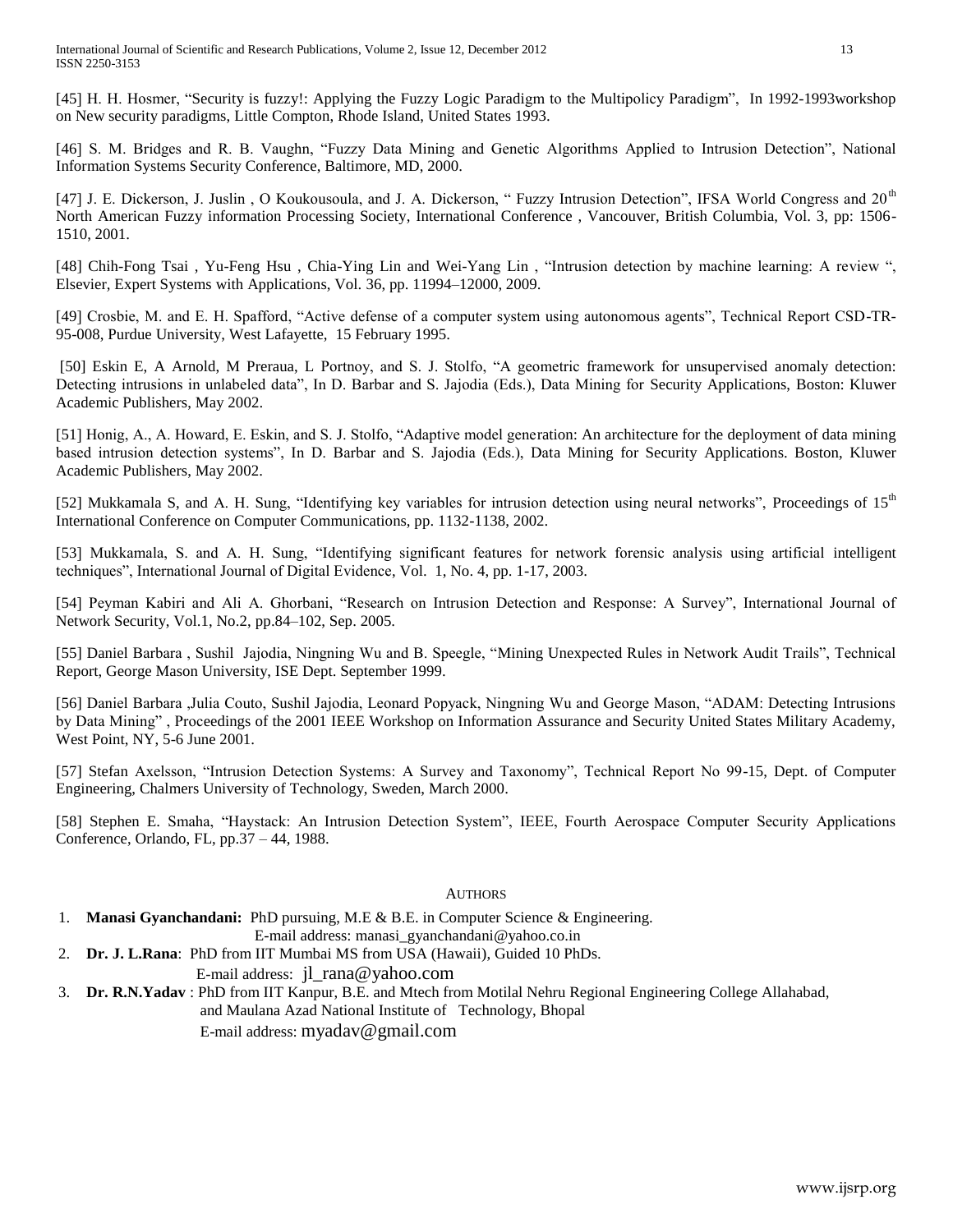[45] H. H. Hosmer, "Security is fuzzy!: Applying the Fuzzy Logic Paradigm to the Multipolicy Paradigm", In 1992-1993workshop on New security paradigms, Little Compton, Rhode Island, United States 1993.

[46] S. M. Bridges and R. B. Vaughn, "Fuzzy Data Mining and Genetic Algorithms Applied to Intrusion Detection", National Information Systems Security Conference, Baltimore, MD, 2000.

[47] J. E. Dickerson, J. Juslin , O Koukousoula, and J. A. Dickerson, " Fuzzy Intrusion Detection", IFSA World Congress and 20th North American Fuzzy information Processing Society, International Conference , Vancouver, British Columbia, Vol. 3, pp: 1506-1510, 2001.

[48] Chih-Fong Tsai , Yu-Feng Hsu , Chia-Ying Lin and Wei-Yang Lin , "Intrusion detection by machine learning: A review ", Elsevier, Expert Systems with Applications, Vol. 36, pp. 11994–12000, 2009.

[49] Crosbie, M. and E. H. Spafford, "Active defense of a computer system using autonomous agents", Technical Report CSD-TR-95-008, Purdue University, West Lafayette, 15 February 1995.

[50] Eskin E, A Arnold, M Preraua, L Portnoy, and S. J. Stolfo, "A geometric framework for unsupervised anomaly detection: Detecting intrusions in unlabeled data", In D. Barbar and S. Jajodia (Eds.), Data Mining for Security Applications, Boston: Kluwer Academic Publishers, May 2002.

[51] Honig, A., A. Howard, E. Eskin, and S. J. Stolfo, "Adaptive model generation: An architecture for the deployment of data mining based intrusion detection systems", In D. Barbar and S. Jajodia (Eds.), Data Mining for Security Applications. Boston, Kluwer Academic Publishers, May 2002.

[52] Mukkamala S, and A. H. Sung, "Identifying key variables for intrusion detection using neural networks", Proceedings of 15th International Conference on Computer Communications, pp. 1132-1138, 2002.

[53] Mukkamala, S. and A. H. Sung, "Identifying significant features for network forensic analysis using artificial intelligent techniques", International Journal of Digital Evidence, Vol. 1, No. 4, pp. 1-17, 2003.

[54] Peyman Kabiri and Ali A. Ghorbani, "Research on Intrusion Detection and Response: A Survey", International Journal of Network Security, Vol.1, No.2, pp.84–102, Sep. 2005.

[55] Daniel Barbara , Sushil Jajodia, Ningning Wu and B. Speegle, "Mining Unexpected Rules in Network Audit Trails", Technical Report, George Mason University, ISE Dept. September 1999.

[56] Daniel Barbara ,Julia Couto, Sushil Jajodia, Leonard Popyack, Ningning Wu and George Mason, "ADAM: Detecting Intrusions by Data Mining" , Proceedings of the 2001 IEEE Workshop on Information Assurance and Security United States Military Academy, West Point, NY, 5-6 June 2001.

[57] Stefan Axelsson, "Intrusion Detection Systems: A Survey and Taxonomy", Technical Report No 99-15, Dept. of Computer Engineering, Chalmers University of Technology, Sweden, March 2000.

[58] Stephen E. Smaha, "Haystack: An Intrusion Detection System", IEEE, Fourth Aerospace Computer Security Applications Conference, Orlando, FL, pp.37 – 44, 1988.

## AUTHORS

1. **Manasi Gyanchandani:** PhD pursuing, M.E & B.E. in Computer Science & Engineering.
   E-mail address: manasi_gyanchandani@yahoo.co.in
2. **Dr. J. L.Rana**: PhD from IIT Mumbai MS from USA (Hawaii), Guided 10 PhDs.
   E-mail address: jl_rana@yahoo.com
3. **Dr. R.N.Yadav** : PhD from IIT Kanpur, B.E. and Mtech from Motilal Nehru Regional Engineering College Allahabad, and Maulana Azad National Institute of Technology, Bhopal
   E-mail address: myadav@gmail.com